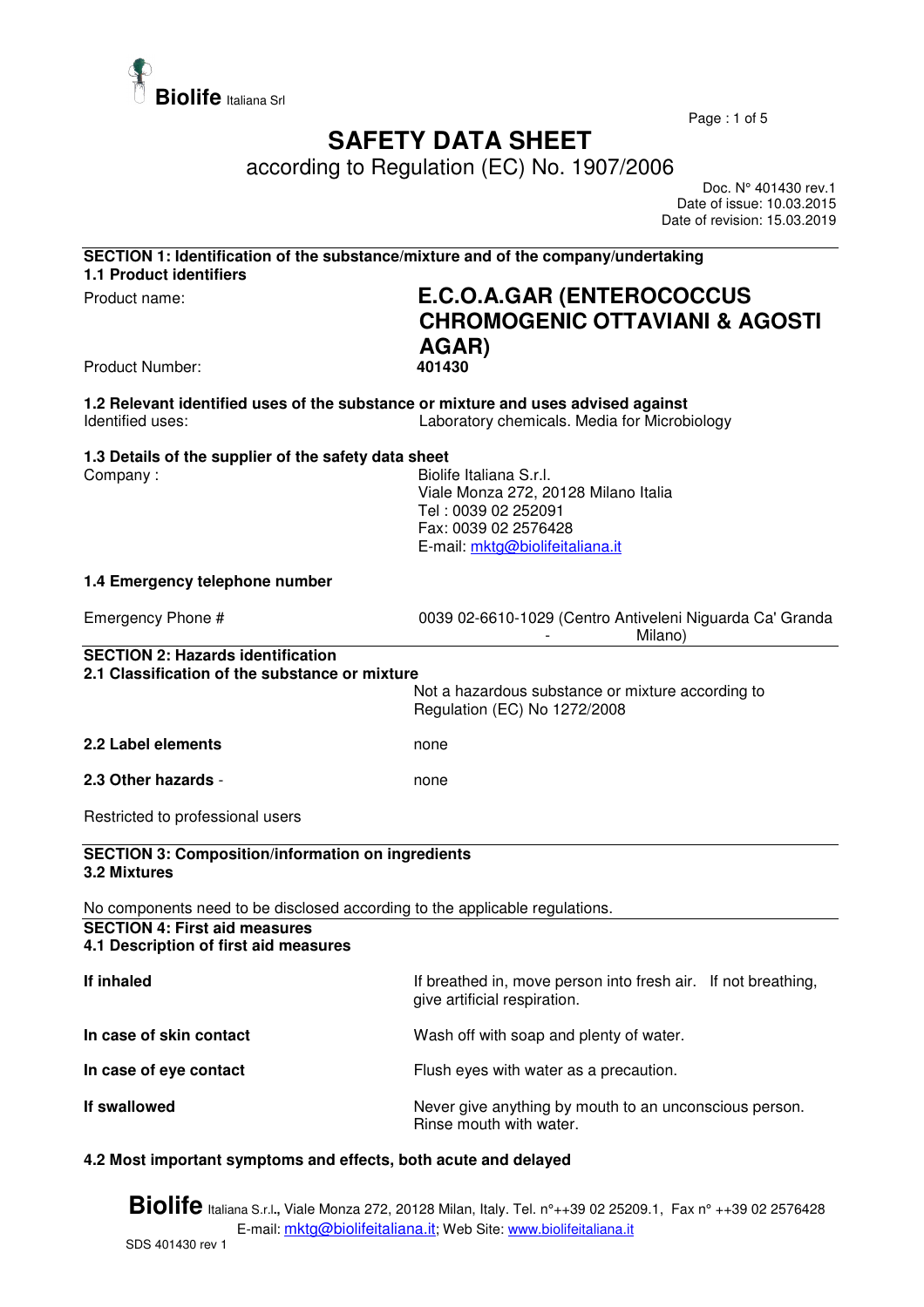**Biolife** Italiana Srl

# SAFETY DATA SHEET

according to Regulation (EC) No. 1907/2006

Doc. N° 401430 rev.1
Date of issue: 10.03.2015
Date of revision: 15.03.2019

## SECTION 1: Identification of the substance/mixture and of the company/undertaking

### 1.1 Product identifiers

Product name: **E.C.O.A.GAR (ENTEROCOCCUS CHROMOGENIC OTTAVIANI & AGOSTI AGAR)**

Product Number: **401430**

### 1.2 Relevant identified uses of the substance or mixture and uses advised against

Identified uses: Laboratory chemicals. Media for Microbiology

### 1.3 Details of the supplier of the safety data sheet

Company :
Biolife Italiana S.r.l.
Viale Monza 272, 20128 Milano Italia
Tel : 0039 02 252091
Fax: 0039 02 2576428
E-mail: mktg@biolifeitaliana.it

### 1.4 Emergency telephone number

Emergency Phone # 0039 02-6610-1029 (Centro Antiveleni Niguarda Ca' Granda - Milano)

## SECTION 2: Hazards identification

### 2.1 Classification of the substance or mixture

Not a hazardous substance or mixture according to Regulation (EC) No 1272/2008

**2.2 Label elements** none

**2.3 Other hazards** - none

Restricted to professional users

## SECTION 3: Composition/information on ingredients

### 3.2 Mixtures

No components need to be disclosed according to the applicable regulations.

## SECTION 4: First aid measures

### 4.1 Description of first aid measures

**If inhaled** If breathed in, move person into fresh air. If not breathing, give artificial respiration.

**In case of skin contact** Wash off with soap and plenty of water.

**In case of eye contact** Flush eyes with water as a precaution.

**If swallowed** Never give anything by mouth to an unconscious person. Rinse mouth with water.

### 4.2 Most important symptoms and effects, both acute and delayed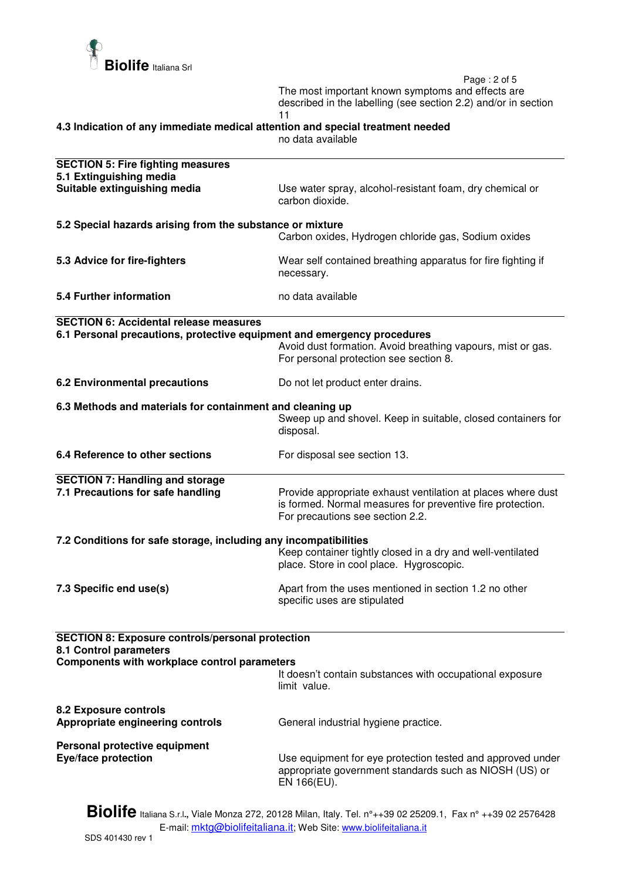The most important known symptoms and effects are described in the labelling (see section 2.2) and/or in section 11

**4.3 Indication of any immediate medical attention and special treatment needed**

no data available

---

## SECTION 5: Fire fighting measures

**5.1 Extinguishing media**

**Suitable extinguishing media** — Use water spray, alcohol-resistant foam, dry chemical or carbon dioxide.

**5.2 Special hazards arising from the substance or mixture**

Carbon oxides, Hydrogen chloride gas, Sodium oxides

**5.3 Advice for fire-fighters** — Wear self contained breathing apparatus for fire fighting if necessary.

**5.4 Further information** — no data available

---

## SECTION 6: Accidental release measures

**6.1 Personal precautions, protective equipment and emergency procedures**

Avoid dust formation. Avoid breathing vapours, mist or gas. For personal protection see section 8.

**6.2 Environmental precautions** — Do not let product enter drains.

**6.3 Methods and materials for containment and cleaning up**

Sweep up and shovel. Keep in suitable, closed containers for disposal.

**6.4 Reference to other sections** — For disposal see section 13.

---

## SECTION 7: Handling and storage

**7.1 Precautions for safe handling** — Provide appropriate exhaust ventilation at places where dust is formed. Normal measures for preventive fire protection. For precautions see section 2.2.

**7.2 Conditions for safe storage, including any incompatibilities**

Keep container tightly closed in a dry and well-ventilated place. Store in cool place. Hygroscopic.

**7.3 Specific end use(s)** — Apart from the uses mentioned in section 1.2 no other specific uses are stipulated

---

## SECTION 8: Exposure controls/personal protection

**8.1 Control parameters**

**Components with workplace control parameters**

It doesn't contain substances with occupational exposure limit value.

**8.2 Exposure controls**

**Appropriate engineering controls** — General industrial hygiene practice.

**Personal protective equipment**

**Eye/face protection** — Use equipment for eye protection tested and approved under appropriate government standards such as NIOSH (US) or EN 166(EU).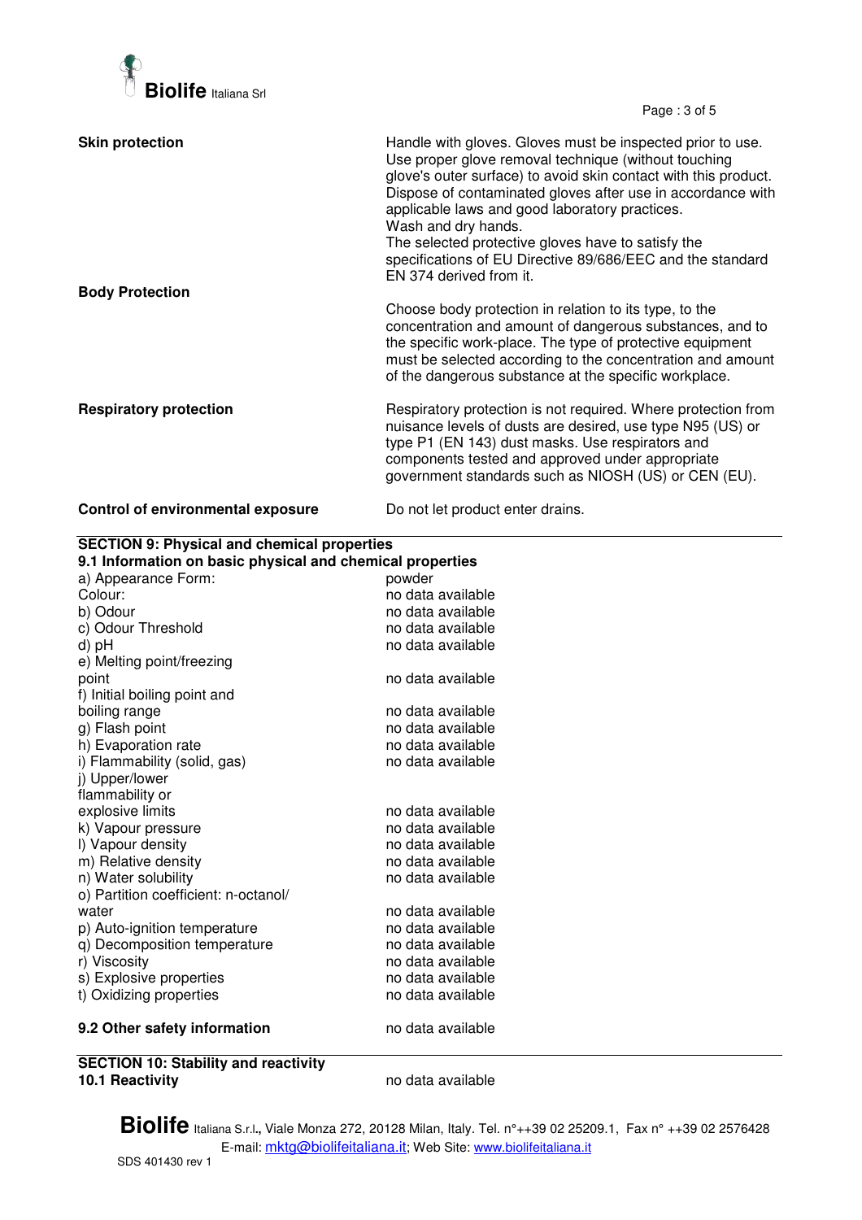**Skin protection**

Handle with gloves. Gloves must be inspected prior to use. Use proper glove removal technique (without touching glove's outer surface) to avoid skin contact with this product. Dispose of contaminated gloves after use in accordance with applicable laws and good laboratory practices.
Wash and dry hands.
The selected protective gloves have to satisfy the specifications of EU Directive 89/686/EEC and the standard EN 374 derived from it.

**Body Protection**

Choose body protection in relation to its type, to the concentration and amount of dangerous substances, and to the specific work-place. The type of protective equipment must be selected according to the concentration and amount of the dangerous substance at the specific workplace.

**Respiratory protection**

Respiratory protection is not required. Where protection from nuisance levels of dusts are desired, use type N95 (US) or type P1 (EN 143) dust masks. Use respirators and components tested and approved under appropriate government standards such as NIOSH (US) or CEN (EU).

**Control of environmental exposure**

Do not let product enter drains.

## SECTION 9: Physical and chemical properties

### 9.1 Information on basic physical and chemical properties

| | |
|---|---|
| a) Appearance Form: | powder |
| Colour: | no data available |
| b) Odour | no data available |
| c) Odour Threshold | no data available |
| d) pH | no data available |
| e) Melting point/freezing point | no data available |
| f) Initial boiling point and boiling range | no data available |
| g) Flash point | no data available |
| h) Evaporation rate | no data available |
| i) Flammability (solid, gas) | no data available |
| j) Upper/lower flammability or explosive limits | no data available |
| k) Vapour pressure | no data available |
| l) Vapour density | no data available |
| m) Relative density | no data available |
| n) Water solubility | no data available |
| o) Partition coefficient: n-octanol/ water | no data available |
| p) Auto-ignition temperature | no data available |
| q) Decomposition temperature | no data available |
| r) Viscosity | no data available |
| s) Explosive properties | no data available |
| t) Oxidizing properties | no data available |

**9.2 Other safety information** no data available

## SECTION 10: Stability and reactivity

**10.1 Reactivity** no data available

**Biolife** Italiana S.r.l., Viale Monza 272, 20128 Milan, Italy. Tel. n°++39 02 25209.1, Fax n° ++39 02 2576428
E-mail: mktg@biolifeitaliana.it; Web Site: www.biolifeitaliana.it
SDS 401430 rev 1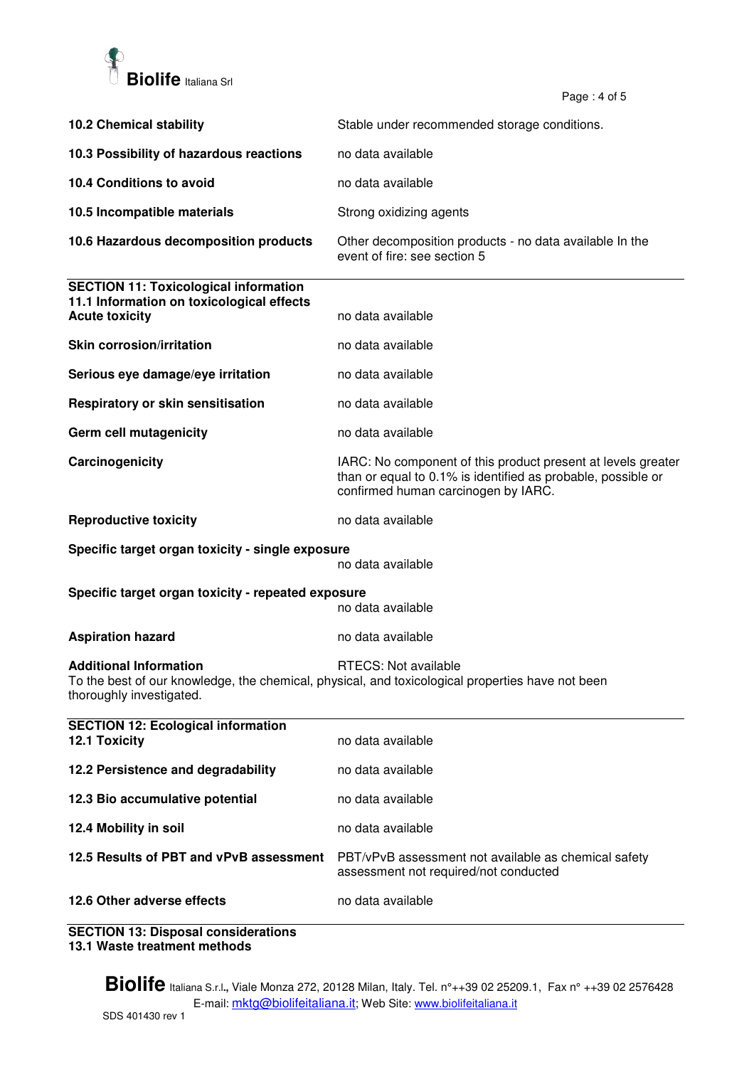| | |
|---|---|
| **10.2 Chemical stability** | Stable under recommended storage conditions. |
| **10.3 Possibility of hazardous reactions** | no data available |
| **10.4 Conditions to avoid** | no data available |
| **10.5 Incompatible materials** | Strong oxidizing agents |
| **10.6 Hazardous decomposition products** | Other decomposition products - no data available In the event of fire: see section 5 |

## SECTION 11: Toxicological information

### 11.1 Information on toxicological effects

| | |
|---|---|
| **Acute toxicity** | no data available |
| **Skin corrosion/irritation** | no data available |
| **Serious eye damage/eye irritation** | no data available |
| **Respiratory or skin sensitisation** | no data available |
| **Germ cell mutagenicity** | no data available |
| **Carcinogenicity** | IARC: No component of this product present at levels greater than or equal to 0.1% is identified as probable, possible or confirmed human carcinogen by IARC. |
| **Reproductive toxicity** | no data available |
| **Specific target organ toxicity - single exposure** | no data available |
| **Specific target organ toxicity - repeated exposure** | no data available |
| **Aspiration hazard** | no data available |
| **Additional Information** | RTECS: Not available |

To the best of our knowledge, the chemical, physical, and toxicological properties have not been thoroughly investigated.

## SECTION 12: Ecological information

| | |
|---|---|
| **12.1 Toxicity** | no data available |
| **12.2 Persistence and degradability** | no data available |
| **12.3 Bio accumulative potential** | no data available |
| **12.4 Mobility in soil** | no data available |
| **12.5 Results of PBT and vPvB assessment** | PBT/vPvB assessment not available as chemical safety assessment not required/not conducted |
| **12.6 Other adverse effects** | no data available |

## SECTION 13: Disposal considerations

### 13.1 Waste treatment methods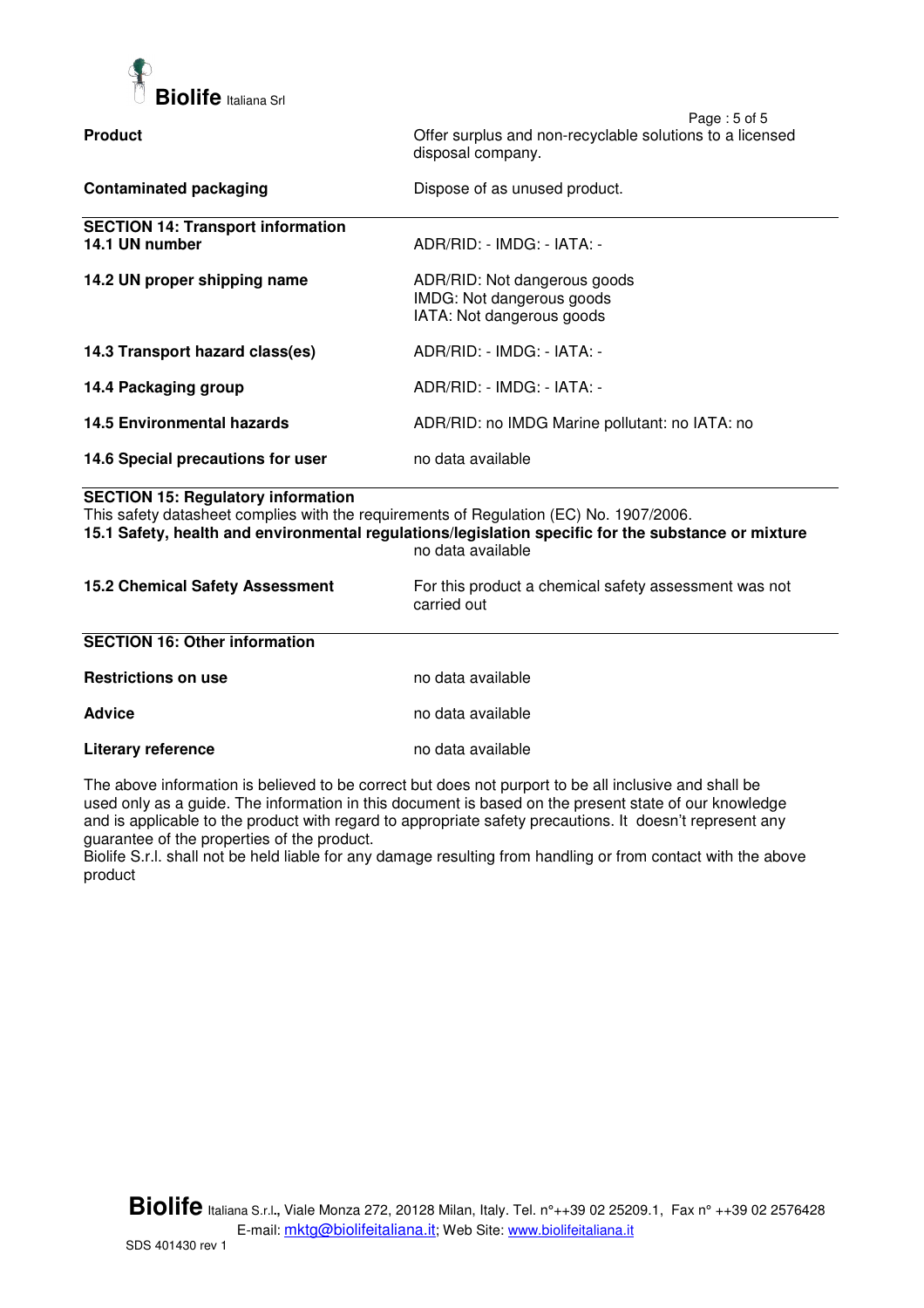| | |
|---|---|
| **Product** | Offer surplus and non-recyclable solutions to a licensed disposal company. |
| **Contaminated packaging** | Dispose of as unused product. |

## SECTION 14: Transport information

| | |
|---|---|
| **14.1 UN number** | ADR/RID: - IMDG: - IATA: - |
| **14.2 UN proper shipping name** | ADR/RID: Not dangerous goods<br>IMDG: Not dangerous goods<br>IATA: Not dangerous goods |
| **14.3 Transport hazard class(es)** | ADR/RID: - IMDG: - IATA: - |
| **14.4 Packaging group** | ADR/RID: - IMDG: - IATA: - |
| **14.5 Environmental hazards** | ADR/RID: no IMDG Marine pollutant: no IATA: no |
| **14.6 Special precautions for user** | no data available |

## SECTION 15: Regulatory information

This safety datasheet complies with the requirements of Regulation (EC) No. 1907/2006.

**15.1 Safety, health and environmental regulations/legislation specific for the substance or mixture**

no data available

| | |
|---|---|
| **15.2 Chemical Safety Assessment** | For this product a chemical safety assessment was not carried out |

## SECTION 16: Other information

| | |
|---|---|
| **Restrictions on use** | no data available |
| **Advice** | no data available |
| **Literary reference** | no data available |

The above information is believed to be correct but does not purport to be all inclusive and shall be used only as a guide. The information in this document is based on the present state of our knowledge and is applicable to the product with regard to appropriate safety precautions. It doesn't represent any guarantee of the properties of the product.
Biolife S.r.l. shall not be held liable for any damage resulting from handling or from contact with the above product